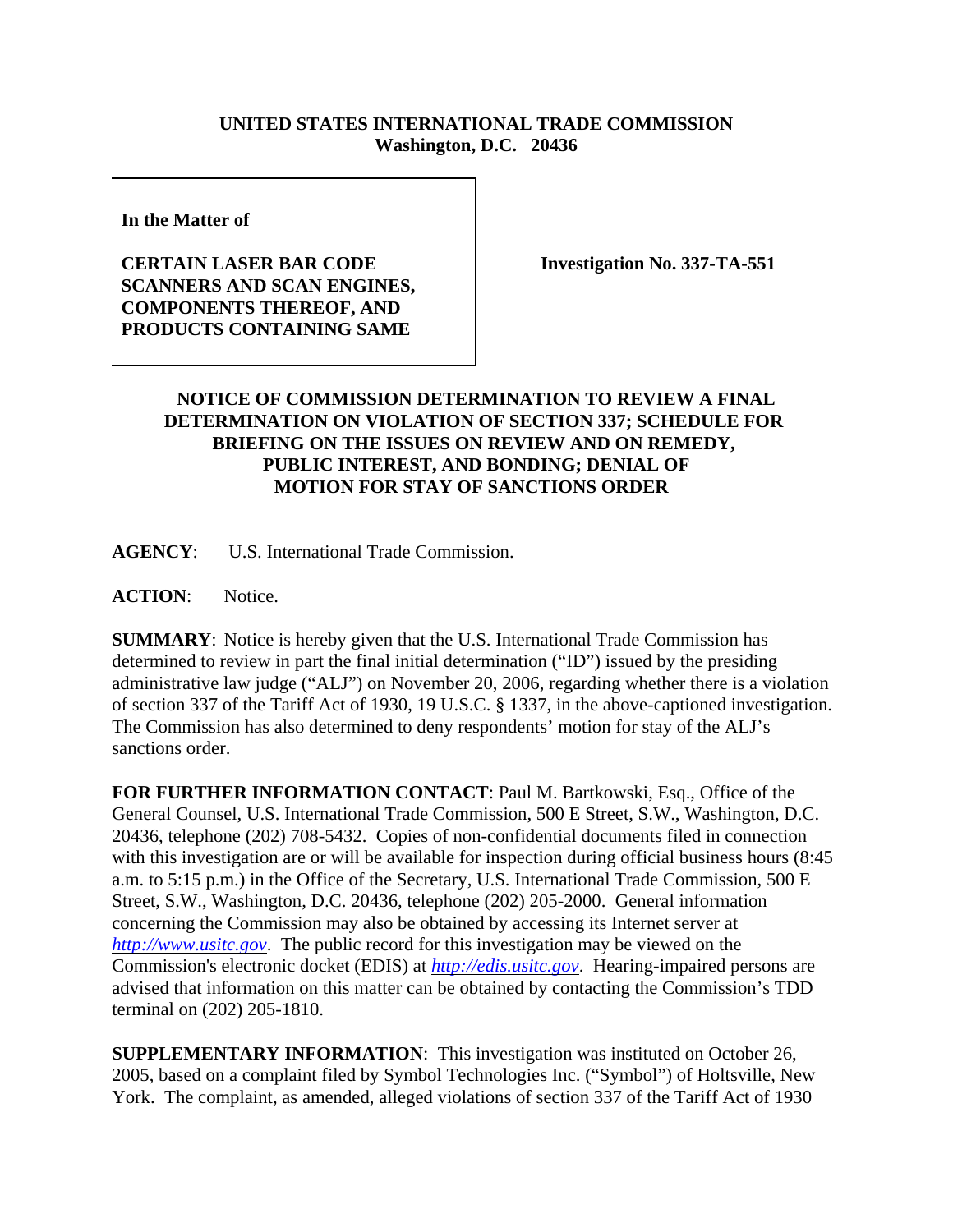**UNITED STATES INTERNATIONAL TRADE COMMISSION**
**Washington, D.C. 20436**

| | |
|---|---|
| **In the Matter of**<br><br>**CERTAIN LASER BAR CODE SCANNERS AND SCAN ENGINES, COMPONENTS THEREOF, AND PRODUCTS CONTAINING SAME** | **Investigation No. 337-TA-551** |

**NOTICE OF COMMISSION DETERMINATION TO REVIEW A FINAL DETERMINATION ON VIOLATION OF SECTION 337; SCHEDULE FOR BRIEFING ON THE ISSUES ON REVIEW AND ON REMEDY, PUBLIC INTEREST, AND BONDING; DENIAL OF MOTION FOR STAY OF SANCTIONS ORDER**

**AGENCY**: U.S. International Trade Commission.

**ACTION**: Notice.

**SUMMARY**: Notice is hereby given that the U.S. International Trade Commission has determined to review in part the final initial determination ("ID") issued by the presiding administrative law judge ("ALJ") on November 20, 2006, regarding whether there is a violation of section 337 of the Tariff Act of 1930, 19 U.S.C. § 1337, in the above-captioned investigation. The Commission has also determined to deny respondents' motion for stay of the ALJ's sanctions order.

**FOR FURTHER INFORMATION CONTACT**: Paul M. Bartkowski, Esq., Office of the General Counsel, U.S. International Trade Commission, 500 E Street, S.W., Washington, D.C. 20436, telephone (202) 708-5432. Copies of non-confidential documents filed in connection with this investigation are or will be available for inspection during official business hours (8:45 a.m. to 5:15 p.m.) in the Office of the Secretary, U.S. International Trade Commission, 500 E Street, S.W., Washington, D.C. 20436, telephone (202) 205-2000. General information concerning the Commission may also be obtained by accessing its Internet server at *http://www.usitc.gov*. The public record for this investigation may be viewed on the Commission's electronic docket (EDIS) at *http://edis.usitc.gov*. Hearing-impaired persons are advised that information on this matter can be obtained by contacting the Commission's TDD terminal on (202) 205-1810.

**SUPPLEMENTARY INFORMATION**: This investigation was instituted on October 26, 2005, based on a complaint filed by Symbol Technologies Inc. ("Symbol") of Holtsville, New York. The complaint, as amended, alleged violations of section 337 of the Tariff Act of 1930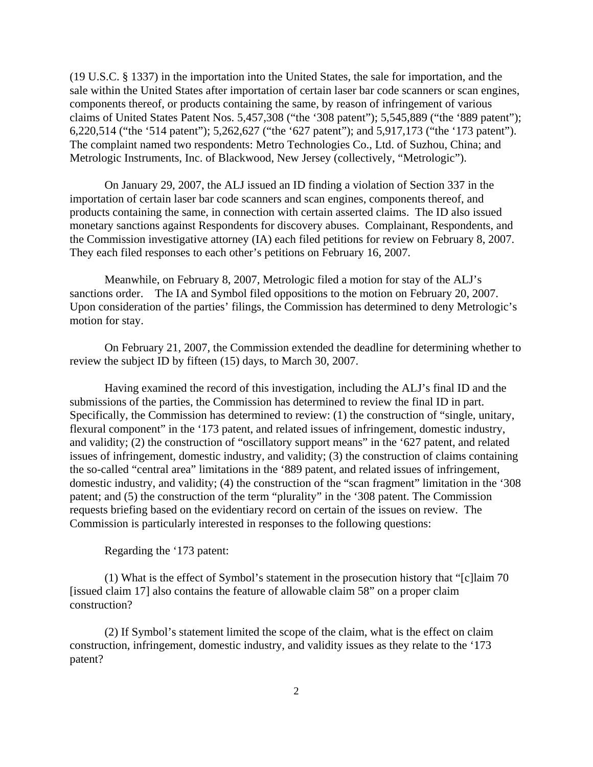(19 U.S.C. § 1337) in the importation into the United States, the sale for importation, and the sale within the United States after importation of certain laser bar code scanners or scan engines, components thereof, or products containing the same, by reason of infringement of various claims of United States Patent Nos. 5,457,308 ("the '308 patent"); 5,545,889 ("the '889 patent"); 6,220,514 ("the '514 patent"); 5,262,627 ("the '627 patent"); and 5,917,173 ("the '173 patent"). The complaint named two respondents: Metro Technologies Co., Ltd. of Suzhou, China; and Metrologic Instruments, Inc. of Blackwood, New Jersey (collectively, "Metrologic").

On January 29, 2007, the ALJ issued an ID finding a violation of Section 337 in the importation of certain laser bar code scanners and scan engines, components thereof, and products containing the same, in connection with certain asserted claims. The ID also issued monetary sanctions against Respondents for discovery abuses. Complainant, Respondents, and the Commission investigative attorney (IA) each filed petitions for review on February 8, 2007. They each filed responses to each other's petitions on February 16, 2007.

Meanwhile, on February 8, 2007, Metrologic filed a motion for stay of the ALJ's sanctions order. The IA and Symbol filed oppositions to the motion on February 20, 2007. Upon consideration of the parties' filings, the Commission has determined to deny Metrologic's motion for stay.

On February 21, 2007, the Commission extended the deadline for determining whether to review the subject ID by fifteen (15) days, to March 30, 2007.

Having examined the record of this investigation, including the ALJ's final ID and the submissions of the parties, the Commission has determined to review the final ID in part. Specifically, the Commission has determined to review: (1) the construction of "single, unitary, flexural component" in the '173 patent, and related issues of infringement, domestic industry, and validity; (2) the construction of "oscillatory support means" in the '627 patent, and related issues of infringement, domestic industry, and validity; (3) the construction of claims containing the so-called "central area" limitations in the '889 patent, and related issues of infringement, domestic industry, and validity; (4) the construction of the "scan fragment" limitation in the '308 patent; and (5) the construction of the term "plurality" in the '308 patent. The Commission requests briefing based on the evidentiary record on certain of the issues on review. The Commission is particularly interested in responses to the following questions:

Regarding the '173 patent:

(1) What is the effect of Symbol's statement in the prosecution history that "[c]laim 70 [issued claim 17] also contains the feature of allowable claim 58" on a proper claim construction?

(2) If Symbol's statement limited the scope of the claim, what is the effect on claim construction, infringement, domestic industry, and validity issues as they relate to the '173 patent?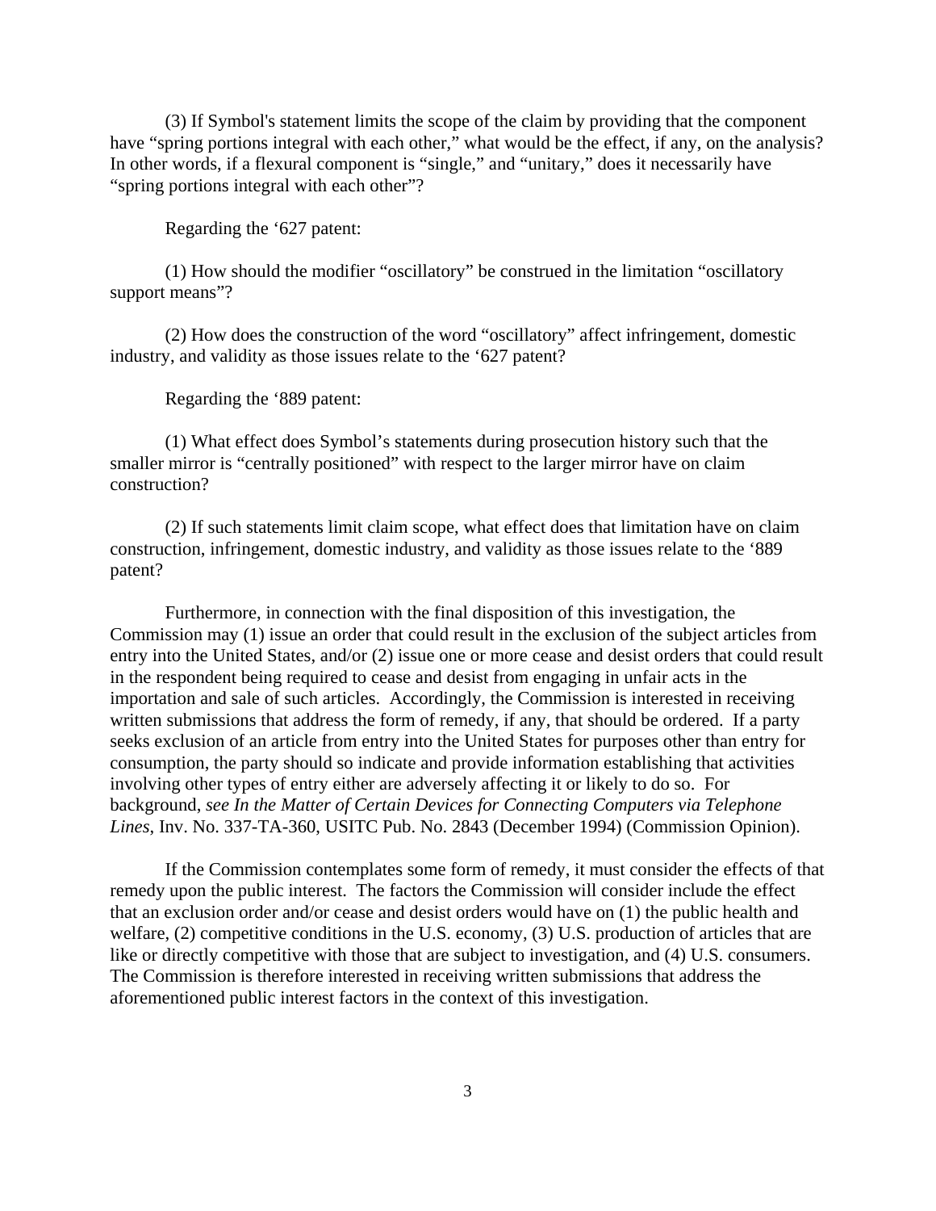(3) If Symbol's statement limits the scope of the claim by providing that the component have “spring portions integral with each other,” what would be the effect, if any, on the analysis? In other words, if a flexural component is “single,” and “unitary,” does it necessarily have “spring portions integral with each other”?

Regarding the ‘627 patent:

(1) How should the modifier “oscillatory” be construed in the limitation “oscillatory support means”?

(2) How does the construction of the word “oscillatory” affect infringement, domestic industry, and validity as those issues relate to the ‘627 patent?

Regarding the ‘889 patent:

(1) What effect does Symbol’s statements during prosecution history such that the smaller mirror is “centrally positioned” with respect to the larger mirror have on claim construction?

(2) If such statements limit claim scope, what effect does that limitation have on claim construction, infringement, domestic industry, and validity as those issues relate to the ‘889 patent?

Furthermore, in connection with the final disposition of this investigation, the Commission may (1) issue an order that could result in the exclusion of the subject articles from entry into the United States, and/or (2) issue one or more cease and desist orders that could result in the respondent being required to cease and desist from engaging in unfair acts in the importation and sale of such articles. Accordingly, the Commission is interested in receiving written submissions that address the form of remedy, if any, that should be ordered. If a party seeks exclusion of an article from entry into the United States for purposes other than entry for consumption, the party should so indicate and provide information establishing that activities involving other types of entry either are adversely affecting it or likely to do so. For background, *see In the Matter of Certain Devices for Connecting Computers via Telephone Lines*, Inv. No. 337-TA-360, USITC Pub. No. 2843 (December 1994) (Commission Opinion).

If the Commission contemplates some form of remedy, it must consider the effects of that remedy upon the public interest. The factors the Commission will consider include the effect that an exclusion order and/or cease and desist orders would have on (1) the public health and welfare, (2) competitive conditions in the U.S. economy, (3) U.S. production of articles that are like or directly competitive with those that are subject to investigation, and (4) U.S. consumers. The Commission is therefore interested in receiving written submissions that address the aforementioned public interest factors in the context of this investigation.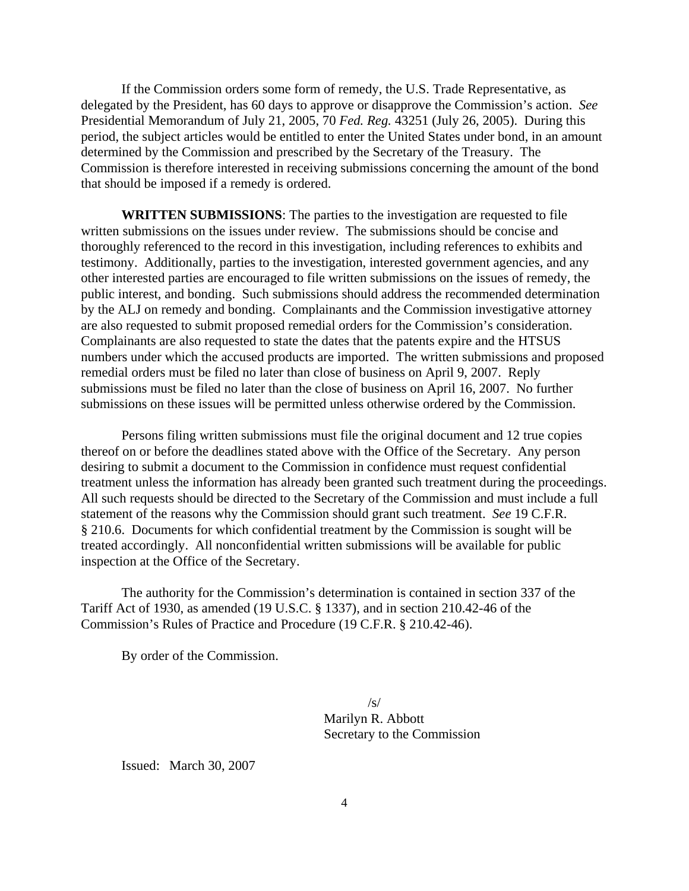If the Commission orders some form of remedy, the U.S. Trade Representative, as delegated by the President, has 60 days to approve or disapprove the Commission's action. *See* Presidential Memorandum of July 21, 2005, 70 *Fed. Reg.* 43251 (July 26, 2005). During this period, the subject articles would be entitled to enter the United States under bond, in an amount determined by the Commission and prescribed by the Secretary of the Treasury. The Commission is therefore interested in receiving submissions concerning the amount of the bond that should be imposed if a remedy is ordered.

**WRITTEN SUBMISSIONS**: The parties to the investigation are requested to file written submissions on the issues under review. The submissions should be concise and thoroughly referenced to the record in this investigation, including references to exhibits and testimony. Additionally, parties to the investigation, interested government agencies, and any other interested parties are encouraged to file written submissions on the issues of remedy, the public interest, and bonding. Such submissions should address the recommended determination by the ALJ on remedy and bonding. Complainants and the Commission investigative attorney are also requested to submit proposed remedial orders for the Commission's consideration. Complainants are also requested to state the dates that the patents expire and the HTSUS numbers under which the accused products are imported. The written submissions and proposed remedial orders must be filed no later than close of business on April 9, 2007. Reply submissions must be filed no later than the close of business on April 16, 2007. No further submissions on these issues will be permitted unless otherwise ordered by the Commission.

Persons filing written submissions must file the original document and 12 true copies thereof on or before the deadlines stated above with the Office of the Secretary. Any person desiring to submit a document to the Commission in confidence must request confidential treatment unless the information has already been granted such treatment during the proceedings. All such requests should be directed to the Secretary of the Commission and must include a full statement of the reasons why the Commission should grant such treatment. *See* 19 C.F.R. § 210.6. Documents for which confidential treatment by the Commission is sought will be treated accordingly. All nonconfidential written submissions will be available for public inspection at the Office of the Secretary.

The authority for the Commission's determination is contained in section 337 of the Tariff Act of 1930, as amended (19 U.S.C. § 1337), and in section 210.42-46 of the Commission's Rules of Practice and Procedure (19 C.F.R. § 210.42-46).

By order of the Commission.

/s/
Marilyn R. Abbott
Secretary to the Commission

Issued: March 30, 2007